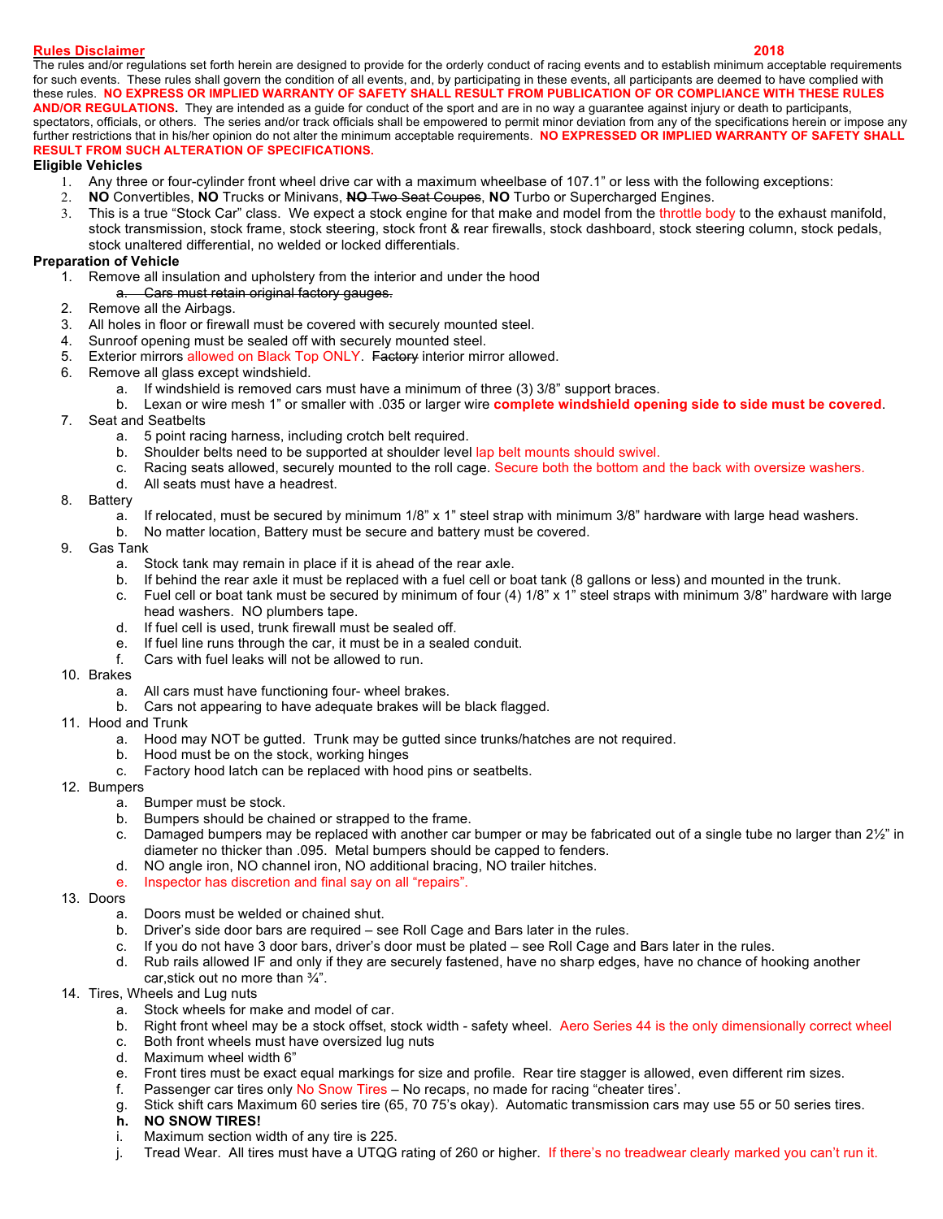**Rules Disclaimer** **2018**

The rules and/or regulations set forth herein are designed to provide for the orderly conduct of racing events and to establish minimum acceptable requirements for such events. These rules shall govern the condition of all events, and, by participating in these events, all participants are deemed to have complied with these rules. **NO EXPRESS OR IMPLIED WARRANTY OF SAFETY SHALL RESULT FROM PUBLICATION OF OR COMPLIANCE WITH THESE RULES AND/OR REGULATIONS.** They are intended as a guide for conduct of the sport and are in no way a guarantee against injury or death to participants, spectators, officials, or others. The series and/or track officials shall be empowered to permit minor deviation from any of the specifications herein or impose any further restrictions that in his/her opinion do not alter the minimum acceptable requirements. **NO EXPRESSED OR IMPLIED WARRANTY OF SAFETY SHALL RESULT FROM SUCH ALTERATION OF SPECIFICATIONS.**

## Eligible Vehicles

1. Any three or four-cylinder front wheel drive car with a maximum wheelbase of 107.1" or less with the following exceptions:
2. **NO** Convertibles, **NO** Trucks or Minivans, ~~**NO** Two Seat Coupes~~, **NO** Turbo or Supercharged Engines.
3. This is a true "Stock Car" class. We expect a stock engine for that make and model from the throttle body to the exhaust manifold, stock transmission, stock frame, stock steering, stock front & rear firewalls, stock dashboard, stock steering column, stock pedals, stock unaltered differential, no welded or locked differentials.

## Preparation of Vehicle

1. Remove all insulation and upholstery from the interior and under the hood
   a. ~~Cars must retain original factory gauges.~~
2. Remove all the Airbags.
3. All holes in floor or firewall must be covered with securely mounted steel.
4. Sunroof opening must be sealed off with securely mounted steel.
5. Exterior mirrors allowed on Black Top ONLY. ~~Factory~~ interior mirror allowed.
6. Remove all glass except windshield.
   a. If windshield is removed cars must have a minimum of three (3) 3/8" support braces.
   b. Lexan or wire mesh 1" or smaller with .035 or larger wire **complete windshield opening side to side must be covered**.
7. Seat and Seatbelts
   a. 5 point racing harness, including crotch belt required.
   b. Shoulder belts need to be supported at shoulder level lap belt mounts should swivel.
   c. Racing seats allowed, securely mounted to the roll cage. Secure both the bottom and the back with oversize washers.
   d. All seats must have a headrest.
8. Battery
   a. If relocated, must be secured by minimum 1/8" x 1" steel strap with minimum 3/8" hardware with large head washers.
   b. No matter location, Battery must be secure and battery must be covered.
9. Gas Tank
   a. Stock tank may remain in place if it is ahead of the rear axle.
   b. If behind the rear axle it must be replaced with a fuel cell or boat tank (8 gallons or less) and mounted in the trunk.
   c. Fuel cell or boat tank must be secured by minimum of four (4) 1/8" x 1" steel straps with minimum 3/8" hardware with large head washers. NO plumbers tape.
   d. If fuel cell is used, trunk firewall must be sealed off.
   e. If fuel line runs through the car, it must be in a sealed conduit.
   f. Cars with fuel leaks will not be allowed to run.
10. Brakes
    a. All cars must have functioning four- wheel brakes.
    b. Cars not appearing to have adequate brakes will be black flagged.
11. Hood and Trunk
    a. Hood may NOT be gutted. Trunk may be gutted since trunks/hatches are not required.
    b. Hood must be on the stock, working hinges
    c. Factory hood latch can be replaced with hood pins or seatbelts.
12. Bumpers
    a. Bumper must be stock.
    b. Bumpers should be chained or strapped to the frame.
    c. Damaged bumpers may be replaced with another car bumper or may be fabricated out of a single tube no larger than 2½" in diameter no thicker than .095. Metal bumpers should be capped to fenders.
    d. NO angle iron, NO channel iron, NO additional bracing, NO trailer hitches.
    e. Inspector has discretion and final say on all "repairs".
13. Doors
    a. Doors must be welded or chained shut.
    b. Driver's side door bars are required – see Roll Cage and Bars later in the rules.
    c. If you do not have 3 door bars, driver's door must be plated – see Roll Cage and Bars later in the rules.
    d. Rub rails allowed IF and only if they are securely fastened, have no sharp edges, have no chance of hooking another car,stick out no more than ¾".
14. Tires, Wheels and Lug nuts
    a. Stock wheels for make and model of car.
    b. Right front wheel may be a stock offset, stock width - safety wheel. Aero Series 44 is the only dimensionally correct wheel
    c. Both front wheels must have oversized lug nuts
    d. Maximum wheel width 6"
    e. Front tires must be exact equal markings for size and profile. Rear tire stagger is allowed, even different rim sizes.
    f. Passenger car tires only No Snow Tires – No recaps, no made for racing "cheater tires'.
    g. Stick shift cars Maximum 60 series tire (65, 70 75's okay). Automatic transmission cars may use 55 or 50 series tires.
    h. **NO SNOW TIRES!**
    i. Maximum section width of any tire is 225.
    j. Tread Wear. All tires must have a UTQG rating of 260 or higher. If there's no treadwear clearly marked you can't run it.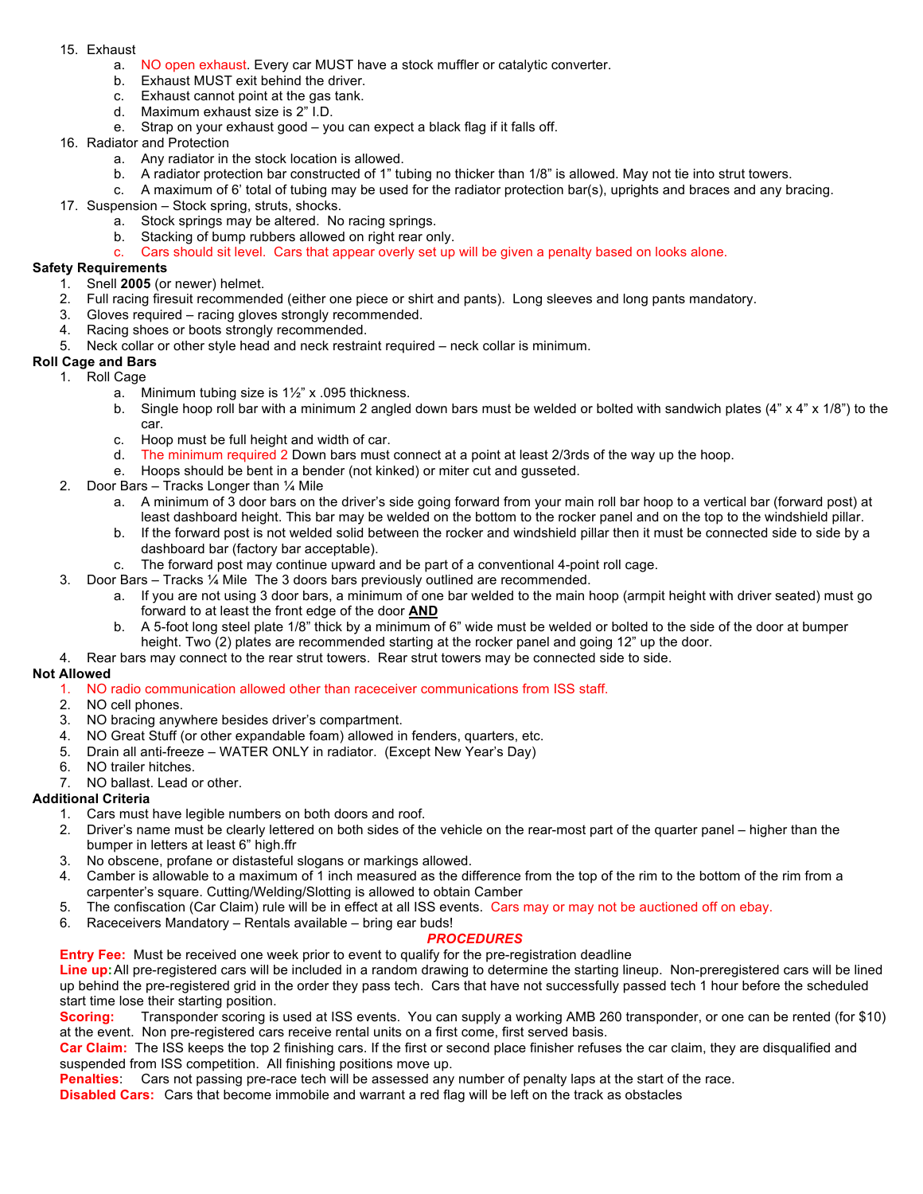15. Exhaust
    a. NO open exhaust. Every car MUST have a stock muffler or catalytic converter.
    b. Exhaust MUST exit behind the driver.
    c. Exhaust cannot point at the gas tank.
    d. Maximum exhaust size is 2" I.D.
    e. Strap on your exhaust good – you can expect a black flag if it falls off.
16. Radiator and Protection
    a. Any radiator in the stock location is allowed.
    b. A radiator protection bar constructed of 1" tubing no thicker than 1/8" is allowed. May not tie into strut towers.
    c. A maximum of 6' total of tubing may be used for the radiator protection bar(s), uprights and braces and any bracing.
17. Suspension – Stock spring, struts, shocks.
    a. Stock springs may be altered. No racing springs.
    b. Stacking of bump rubbers allowed on right rear only.
    c. Cars should sit level. Cars that appear overly set up will be given a penalty based on looks alone.

**Safety Requirements**

1. Snell **2005** (or newer) helmet.
2. Full racing firesuit recommended (either one piece or shirt and pants). Long sleeves and long pants mandatory.
3. Gloves required – racing gloves strongly recommended.
4. Racing shoes or boots strongly recommended.
5. Neck collar or other style head and neck restraint required – neck collar is minimum.

**Roll Cage and Bars**

1. Roll Cage
    a. Minimum tubing size is 1½" x .095 thickness.
    b. Single hoop roll bar with a minimum 2 angled down bars must be welded or bolted with sandwich plates (4" x 4" x 1/8") to the car.
    c. Hoop must be full height and width of car.
    d. The minimum required 2 Down bars must connect at a point at least 2/3rds of the way up the hoop.
    e. Hoops should be bent in a bender (not kinked) or miter cut and gusseted.
2. Door Bars – Tracks Longer than ¼ Mile
    a. A minimum of 3 door bars on the driver's side going forward from your main roll bar hoop to a vertical bar (forward post) at least dashboard height. This bar may be welded on the bottom to the rocker panel and on the top to the windshield pillar.
    b. If the forward post is not welded solid between the rocker and windshield pillar then it must be connected side to side by a dashboard bar (factory bar acceptable).
    c. The forward post may continue upward and be part of a conventional 4-point roll cage.
3. Door Bars – Tracks ¼ Mile The 3 doors bars previously outlined are recommended.
    a. If you are not using 3 door bars, a minimum of one bar welded to the main hoop (armpit height with driver seated) must go forward to at least the front edge of the door **AND**
    b. A 5-foot long steel plate 1/8" thick by a minimum of 6" wide must be welded or bolted to the side of the door at bumper height. Two (2) plates are recommended starting at the rocker panel and going 12" up the door.
4. Rear bars may connect to the rear strut towers. Rear strut towers may be connected side to side.

**Not Allowed**

1. NO radio communication allowed other than raceceiver communications from ISS staff.
2. NO cell phones.
3. NO bracing anywhere besides driver's compartment.
4. NO Great Stuff (or other expandable foam) allowed in fenders, quarters, etc.
5. Drain all anti-freeze – WATER ONLY in radiator. (Except New Year's Day)
6. NO trailer hitches.
7. NO ballast. Lead or other.

**Additional Criteria**

1. Cars must have legible numbers on both doors and roof.
2. Driver's name must be clearly lettered on both sides of the vehicle on the rear-most part of the quarter panel – higher than the bumper in letters at least 6" high.ffr
3. No obscene, profane or distasteful slogans or markings allowed.
4. Camber is allowable to a maximum of 1 inch measured as the difference from the top of the rim to the bottom of the rim from a carpenter's square. Cutting/Welding/Slotting is allowed to obtain Camber
5. The confiscation (Car Claim) rule will be in effect at all ISS events. Cars may or may not be auctioned off on ebay.
6. Raceceivers Mandatory – Rentals available – bring ear buds!

***PROCEDURES***

**Entry Fee:** Must be received one week prior to event to qualify for the pre-registration deadline

**Line up:** All pre-registered cars will be included in a random drawing to determine the starting lineup. Non-preregistered cars will be lined up behind the pre-registered grid in the order they pass tech. Cars that have not successfully passed tech 1 hour before the scheduled start time lose their starting position.

**Scoring:** Transponder scoring is used at ISS events. You can supply a working AMB 260 transponder, or one can be rented (for $10) at the event. Non pre-registered cars receive rental units on a first come, first served basis.

**Car Claim:** The ISS keeps the top 2 finishing cars. If the first or second place finisher refuses the car claim, they are disqualified and suspended from ISS competition. All finishing positions move up.

**Penalties**: Cars not passing pre-race tech will be assessed any number of penalty laps at the start of the race.

**Disabled Cars:** Cars that become immobile and warrant a red flag will be left on the track as obstacles